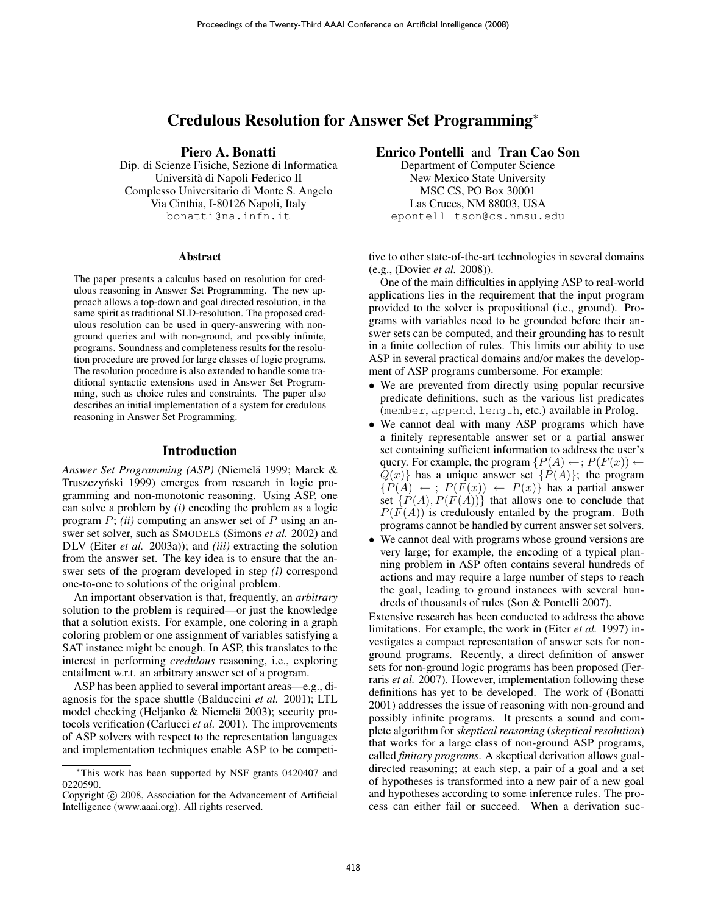# Credulous Resolution for Answer Set Programming*

**Piero A. Bonatti**
Dip. di Scienze Fisiche, Sezione di Informatica
Università di Napoli Federico II
Complesso Universitario di Monte S. Angelo
Via Cinthia, I-80126 Napoli, Italy
bonatti@na.infn.it

**Enrico Pontelli** and **Tran Cao Son**
Department of Computer Science
New Mexico State University
MSC CS, PO Box 30001
Las Cruces, NM 88003, USA
epontell|tson@cs.nmsu.edu

## Abstract

The paper presents a calculus based on resolution for credulous reasoning in Answer Set Programming. The new approach allows a top-down and goal directed resolution, in the same spirit as traditional SLD-resolution. The proposed credulous resolution can be used in query-answering with non-ground queries and with non-ground, and possibly infinite, programs. Soundness and completeness results for the resolution procedure are proved for large classes of logic programs. The resolution procedure is also extended to handle some traditional syntactic extensions used in Answer Set Programming, such as choice rules and constraints. The paper also describes an initial implementation of a system for credulous reasoning in Answer Set Programming.

## Introduction

*Answer Set Programming (ASP)* (Niemelä 1999; Marek & Truszczyński 1999) emerges from research in logic programming and non-monotonic reasoning. Using ASP, one can solve a problem by *(i)* encoding the problem as a logic program $P$; *(ii)* computing an answer set of $P$ using an answer set solver, such as SMODELS (Simons *et al.* 2002) and DLV (Eiter *et al.* 2003a)); and *(iii)* extracting the solution from the answer set. The key idea is to ensure that the answer sets of the program developed in step *(i)* correspond one-to-one to solutions of the original problem.

An important observation is that, frequently, an *arbitrary* solution to the problem is required—or just the knowledge that a solution exists. For example, one coloring in a graph coloring problem or one assignment of variables satisfying a SAT instance might be enough. In ASP, this translates to the interest in performing *credulous* reasoning, i.e., exploring entailment w.r.t. an arbitrary answer set of a program.

ASP has been applied to several important areas—e.g., diagnosis for the space shuttle (Balduccini *et al.* 2001); LTL model checking (Heljanko & Niemelä 2003); security protocols verification (Carlucci *et al.* 2001). The improvements of ASP solvers with respect to the representation languages and implementation techniques enable ASP to be competitive to other state-of-the-art technologies in several domains (e.g., (Dovier *et al.* 2008)).

One of the main difficulties in applying ASP to real-world applications lies in the requirement that the input program provided to the solver is propositional (i.e., ground). Programs with variables need to be grounded before their answer sets can be computed, and their grounding has to result in a finite collection of rules. This limits our ability to use ASP in several practical domains and/or makes the development of ASP programs cumbersome. For example:

- We are prevented from directly using popular recursive predicate definitions, such as the various list predicates (member, append, length, etc.) available in Prolog.
- We cannot deal with many ASP programs which have a finitely representable answer set or a partial answer set containing sufficient information to address the user's query. For example, the program $\{P(A) \leftarrow; P(F(x)) \leftarrow Q(x)\}$ has a unique answer set $\{P(A)\}$; the program $\{P(A) \leftarrow ;\ P(F(x)) \leftarrow P(x)\}$ has a partial answer set $\{P(A), P(F(A))\}$ that allows one to conclude that $P(F(A))$ is credulously entailed by the program. Both programs cannot be handled by current answer set solvers.
- We cannot deal with programs whose ground versions are very large; for example, the encoding of a typical planning problem in ASP often contains several hundreds of actions and may require a large number of steps to reach the goal, leading to ground instances with several hundreds of thousands of rules (Son & Pontelli 2007).

Extensive research has been conducted to address the above limitations. For example, the work in (Eiter *et al.* 1997) investigates a compact representation of answer sets for non-ground programs. Recently, a direct definition of answer sets for non-ground logic programs has been proposed (Ferraris *et al.* 2007). However, implementation following these definitions has yet to be developed. The work of (Bonatti 2001) addresses the issue of reasoning with non-ground and possibly infinite programs. It presents a sound and complete algorithm for *skeptical reasoning* (*skeptical resolution*) that works for a large class of non-ground ASP programs, called *finitary programs*. A skeptical derivation allows goal-directed reasoning; at each step, a pair of a goal and a set of hypotheses is transformed into a new pair of a new goal and hypotheses according to some inference rules. The process can either fail or succeed. When a derivation suc-

*This work has been supported by NSF grants 0420407 and 0220590.

Copyright © 2008, Association for the Advancement of Artificial Intelligence (www.aaai.org). All rights reserved.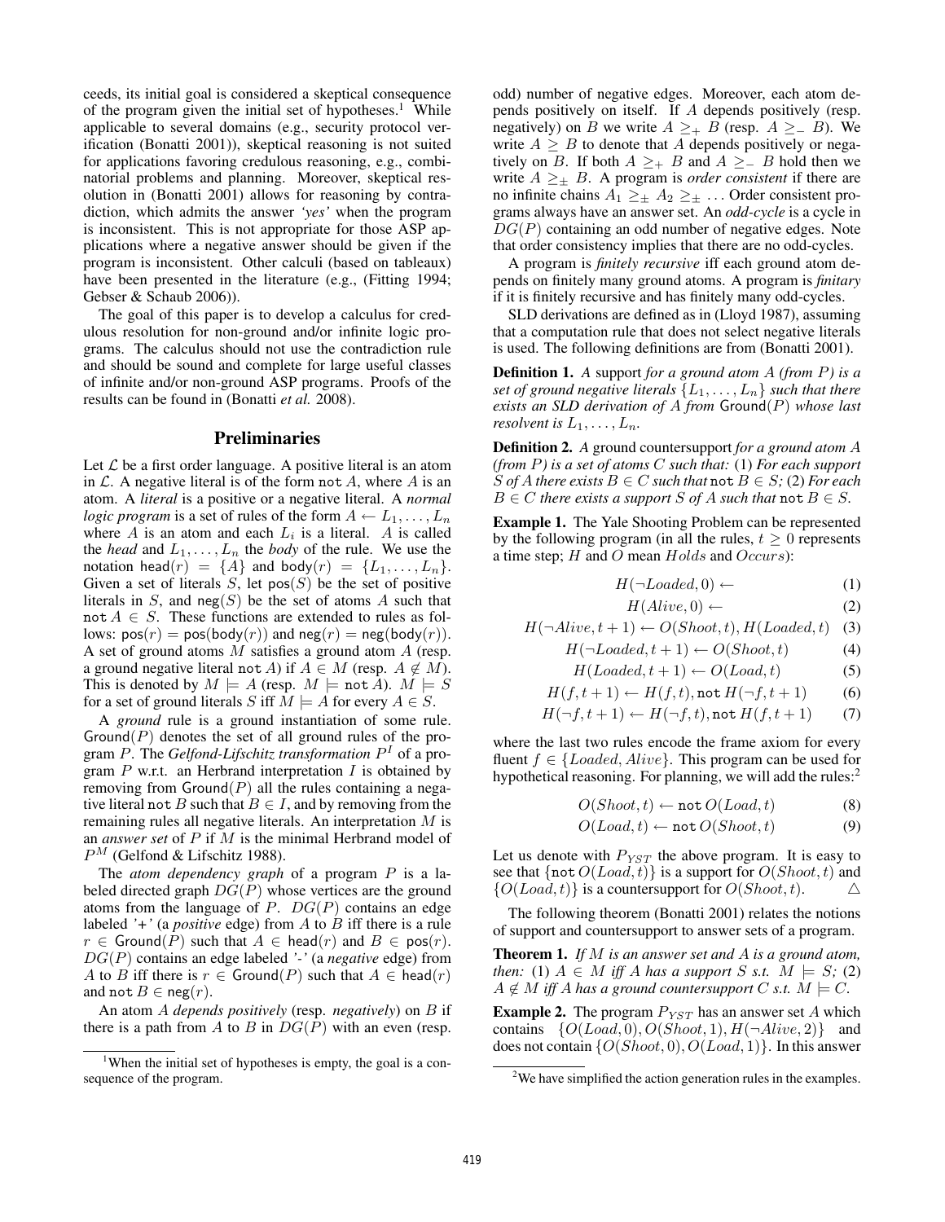ceeds, its initial goal is considered a skeptical consequence of the program given the initial set of hypotheses.[1] While applicable to several domains (e.g., security protocol verification (Bonatti 2001)), skeptical reasoning is not suited for applications favoring credulous reasoning, e.g., combinatorial problems and planning. Moreover, skeptical resolution in (Bonatti 2001) allows for reasoning by contradiction, which admits the answer *'yes'* when the program is inconsistent. This is not appropriate for those ASP applications where a negative answer should be given if the program is inconsistent. Other calculi (based on tableaux) have been presented in the literature (e.g., (Fitting 1994; Gebser & Schaub 2006)).

The goal of this paper is to develop a calculus for credulous resolution for non-ground and/or infinite logic programs. The calculus should not use the contradiction rule and should be sound and complete for large useful classes of infinite and/or non-ground ASP programs. Proofs of the results can be found in (Bonatti *et al.* 2008).

## Preliminaries

Let $\mathcal{L}$ be a first order language. A positive literal is an atom in $\mathcal{L}$. A negative literal is of the form $\texttt{not}\ A$, where $A$ is an atom. A *literal* is a positive or a negative literal. A *normal logic program* is a set of rules of the form $A \leftarrow L_1, \ldots, L_n$ where $A$ is an atom and each $L_i$ is a literal. $A$ is called the *head* and $L_1, \ldots, L_n$ the *body* of the rule. We use the notation $\mathsf{head}(r) = \{A\}$ and $\mathsf{body}(r) = \{L_1, \ldots, L_n\}$. Given a set of literals $S$, let $\mathsf{pos}(S)$ be the set of positive literals in $S$, and $\mathsf{neg}(S)$ be the set of atoms $A$ such that $\texttt{not}\ A \in S$. These functions are extended to rules as follows: $\mathsf{pos}(r) = \mathsf{pos}(\mathsf{body}(r))$ and $\mathsf{neg}(r) = \mathsf{neg}(\mathsf{body}(r))$. A set of ground atoms $M$ satisfies a ground atom $A$ (resp. a ground negative literal $\texttt{not}\ A$) if $A \in M$ (resp. $A \notin M$). This is denoted by $M \models A$ (resp. $M \models \texttt{not}\ A$). $M \models S$ for a set of ground literals $S$ iff $M \models A$ for every $A \in S$.

A *ground* rule is a ground instantiation of some rule. $\mathsf{Ground}(P)$ denotes the set of all ground rules of the program $P$. The *Gelfond-Lifschitz transformation* $P^I$ of a program $P$ w.r.t. an Herbrand interpretation $I$ is obtained by removing from $\mathsf{Ground}(P)$ all the rules containing a negative literal $\texttt{not}\ B$ such that $B \in I$, and by removing from the remaining rules all negative literals. An interpretation $M$ is an *answer set* of $P$ if $M$ is the minimal Herbrand model of $P^M$ (Gelfond & Lifschitz 1988).

The *atom dependency graph* of a program $P$ is a labeled directed graph $DG(P)$ whose vertices are the ground atoms from the language of $P$. $DG(P)$ contains an edge labeled *'+'* (a *positive* edge) from $A$ to $B$ iff there is a rule $r \in \mathsf{Ground}(P)$ such that $A \in \mathsf{head}(r)$ and $B \in \mathsf{pos}(r)$. $DG(P)$ contains an edge labeled *'-'* (a *negative* edge) from $A$ to $B$ iff there is $r \in \mathsf{Ground}(P)$ such that $A \in \mathsf{head}(r)$ and $\texttt{not}\ B \in \mathsf{neg}(r)$.

An atom $A$ *depends positively* (resp. *negatively*) on $B$ if there is a path from $A$ to $B$ in $DG(P)$ with an even (resp. odd) number of negative edges. Moreover, each atom depends positively on itself. If $A$ depends positively (resp. negatively) on $B$ we write $A \geq_+ B$ (resp. $A \geq_- B$). We write $A \geq B$ to denote that $A$ depends positively or negatively on $B$. If both $A \geq_+ B$ and $A \geq_- B$ hold then we write $A \geq_\pm B$. A program is *order consistent* if there are no infinite chains $A_1 \geq_\pm A_2 \geq_\pm \ldots$ Order consistent programs always have an answer set. An *odd-cycle* is a cycle in $DG(P)$ containing an odd number of negative edges. Note that order consistency implies that there are no odd-cycles.

A program is *finitely recursive* iff each ground atom depends on finitely many ground atoms. A program is *finitary* if it is finitely recursive and has finitely many odd-cycles.

SLD derivations are defined as in (Lloyd 1987), assuming that a computation rule that does not select negative literals is used. The following definitions are from (Bonatti 2001).

**Definition 1.** *A* support *for a ground atom $A$ (from $P$) is a set of ground negative literals $\{L_1, \ldots, L_n\}$ such that there exists an SLD derivation of $A$ from $\mathsf{Ground}(P)$ whose last resolvent is $L_1, \ldots, L_n$.*

**Definition 2.** *A ground* countersupport *for a ground atom $A$ (from $P$) is a set of atoms $C$ such that:* (1) *For each support $S$ of $A$ there exists $B \in C$ such that $\texttt{not}\ B \in S$;* (2) *For each $B \in C$ there exists a support $S$ of $A$ such that $\texttt{not}\ B \in S$.*

**Example 1.** The Yale Shooting Problem can be represented by the following program (in all the rules, $t \geq 0$ represents a time step; $H$ and $O$ mean $Holds$ and $Occurs$):

$$H(\neg Loaded, 0) \leftarrow \quad (1)$$

$$H(Alive, 0) \leftarrow \quad (2)$$

$$H(\neg Alive, t+1) \leftarrow O(Shoot, t), H(Loaded, t) \quad (3)$$

$$H(\neg Loaded, t+1) \leftarrow O(Shoot, t) \quad (4)$$

$$H(Loaded, t+1) \leftarrow O(Load, t) \quad (5)$$

$$H(f, t+1) \leftarrow H(f, t), \texttt{not}\ H(\neg f, t+1) \quad (6)$$

$$H(\neg f, t+1) \leftarrow H(\neg f, t), \texttt{not}\ H(f, t+1) \quad (7)$$

where the last two rules encode the frame axiom for every fluent $f \in \{Loaded, Alive\}$. This program can be used for hypothetical reasoning. For planning, we will add the rules:[2]

$$O(Shoot, t) \leftarrow \texttt{not}\ O(Load, t) \quad (8)$$

$$O(Load, t) \leftarrow \texttt{not}\ O(Shoot, t) \quad (9)$$

Let us denote with $P_{YST}$ the above program. It is easy to see that $\{\texttt{not}\ O(Load, t)\}$ is a support for $O(Shoot, t)$ and $\{O(Load, t)\}$ is a countersupport for $O(Shoot, t)$. $\triangle$

The following theorem (Bonatti 2001) relates the notions of support and countersupport to answer sets of a program.

**Theorem 1.** *If $M$ is an answer set and $A$ is a ground atom, then:* (1) *$A \in M$ iff $A$ has a support $S$ s.t. $M \models S$;* (2) *$A \notin M$ iff $A$ has a ground countersupport $C$ s.t. $M \models C$.*

**Example 2.** The program $P_{YST}$ has an answer set $A$ which contains $\{O(Load, 0), O(Shoot, 1), H(\neg Alive, 2)\}$ and does not contain $\{O(Shoot, 0), O(Load, 1)\}$. In this answer

---

[1] When the initial set of hypotheses is empty, the goal is a consequence of the program.

[2] We have simplified the action generation rules in the examples.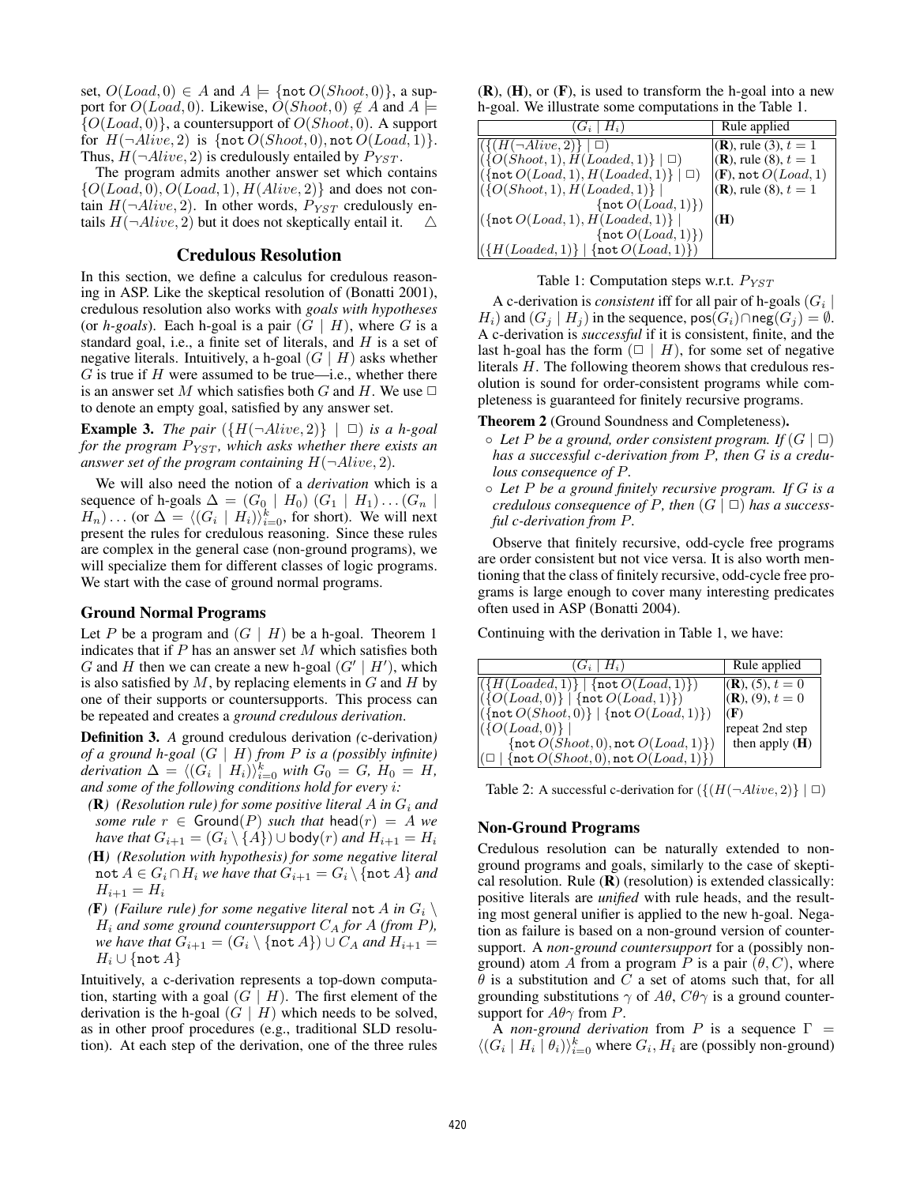set, $O(Load, 0) \in A$ and $A \models \{\texttt{not}\, O(Shoot, 0)\}$, a support for $O(Load, 0)$. Likewise, $O(Shoot, 0) \notin A$ and $A \models \{O(Load, 0)\}$, a countersupport of $O(Shoot, 0)$. A support for $H(\neg Alive, 2)$ is $\{\texttt{not}\, O(Shoot, 0), \texttt{not}\, O(Load, 1)\}$. Thus, $H(\neg Alive, 2)$ is credulously entailed by $P_{YST}$.

The program admits another answer set which contains $\{O(Load, 0), O(Load, 1), H(Alive, 2)\}$ and does not contain $H(\neg Alive, 2)$. In other words, $P_{YST}$ credulously entails $H(\neg Alive, 2)$ but it does not skeptically entail it. $\triangle$

## Credulous Resolution

In this section, we define a calculus for credulous reasoning in ASP. Like the skeptical resolution of (Bonatti 2001), credulous resolution also works with *goals with hypotheses* (or *h-goals*). Each h-goal is a pair $(G \mid H)$, where $G$ is a standard goal, i.e., a finite set of literals, and $H$ is a set of negative literals. Intuitively, a h-goal $(G \mid H)$ asks whether $G$ is true if $H$ were assumed to be true—i.e., whether there is an answer set $M$ which satisfies both $G$ and $H$. We use $\Box$ to denote an empty goal, satisfied by any answer set.

**Example 3.** *The pair $(\{H(\neg Alive, 2)\} \mid \Box)$ is a h-goal for the program $P_{YST}$, which asks whether there exists an answer set of the program containing $H(\neg Alive, 2)$.*

We will also need the notion of a *derivation* which is a sequence of h-goals $\Delta = (G_0 \mid H_0)\, (G_1 \mid H_1) \ldots (G_n \mid H_n) \ldots$ (or $\Delta = \langle (G_i \mid H_i) \rangle_{i=0}^{k}$, for short). We will next present the rules for credulous reasoning. Since these rules are complex in the general case (non-ground programs), we will specialize them for different classes of logic programs. We start with the case of ground normal programs.

### Ground Normal Programs

Let $P$ be a program and $(G \mid H)$ be a h-goal. Theorem 1 indicates that if $P$ has an answer set $M$ which satisfies both $G$ and $H$ then we can create a new h-goal $(G' \mid H')$, which is also satisfied by $M$, by replacing elements in $G$ and $H$ by one of their supports or countersupports. This process can be repeated and creates a *ground credulous derivation*.

**Definition 3.** *A* ground credulous derivation *(*c-derivation*) of a ground h-goal $(G \mid H)$ from $P$ is a (possibly infinite) derivation $\Delta = \langle (G_i \mid H_i) \rangle_{i=0}^{k}$ with $G_0 = G$, $H_0 = H$, and some of the following conditions hold for every $i$:*

- **(R)** *(Resolution rule) for some positive literal $A$ in $G_i$ and some rule $r \in \mathsf{Ground}(P)$ such that $\mathsf{head}(r) = A$ we have that $G_{i+1} = (G_i \setminus \{A\}) \cup \mathsf{body}(r)$ and $H_{i+1} = H_i$*
- **(H)** *(Resolution with hypothesis) for some negative literal $\texttt{not}\, A \in G_i \cap H_i$ we have that $G_{i+1} = G_i \setminus \{\texttt{not}\, A\}$ and $H_{i+1} = H_i$*
- **(F)** *(Failure rule) for some negative literal $\texttt{not}\, A$ in $G_i \setminus H_i$ and some ground countersupport $C_A$ for $A$ (from $P$), we have that $G_{i+1} = (G_i \setminus \{\texttt{not}\, A\}) \cup C_A$ and $H_{i+1} = H_i \cup \{\texttt{not}\, A\}$*

Intuitively, a c-derivation represents a top-down computation, starting with a goal $(G \mid H)$. The first element of the derivation is the h-goal $(G \mid H)$ which needs to be solved, as in other proof procedures (e.g., traditional SLD resolution). At each step of the derivation, one of the three rules **(R)**, **(H)**, or **(F)**, is used to transform the h-goal into a new h-goal. We illustrate some computations in the Table 1.

| $(G_i \mid H_i)$ | Rule applied |
|---|---|
| $(\{H(\neg Alive, 2)\} \mid \Box)$ | **(R)**, rule (3), $t = 1$ |
| $(\{O(Shoot, 1), H(Loaded, 1)\} \mid \Box)$ | **(R)**, rule (8), $t = 1$ |
| $(\{\texttt{not}\, O(Load, 1), H(Loaded, 1)\} \mid \Box)$ | **(F)**, $\texttt{not}\, O(Load, 1)$ |
| $(\{O(Shoot, 1), H(Loaded, 1)\} \mid \{\texttt{not}\, O(Load, 1)\})$ | **(R)**, rule (8), $t = 1$ |
| $(\{\texttt{not}\, O(Load, 1), H(Loaded, 1)\} \mid \{\texttt{not}\, O(Load, 1)\})$ | **(H)** |
| $(\{H(Loaded, 1)\} \mid \{\texttt{not}\, O(Load, 1)\})$ | |

Table 1: Computation steps w.r.t. $P_{YST}$

A c-derivation is *consistent* iff for all pair of h-goals $(G_i \mid H_i)$ and $(G_j \mid H_j)$ in the sequence, $\mathsf{pos}(G_i) \cap \mathsf{neg}(G_j) = \emptyset$. A c-derivation is *successful* if it is consistent, finite, and the last h-goal has the form $(\Box \mid H)$, for some set of negative literals $H$. The following theorem shows that credulous resolution is sound for order-consistent programs while completeness is guaranteed for finitely recursive programs.

**Theorem 2** (Ground Soundness and Completeness)**.**

- *Let $P$ be a ground, order consistent program. If $(G \mid \Box)$ has a successful c-derivation from $P$, then $G$ is a credulous consequence of $P$.*
- *Let $P$ be a ground finitely recursive program. If $G$ is a credulous consequence of $P$, then $(G \mid \Box)$ has a successful c-derivation from $P$.*

Observe that finitely recursive, odd-cycle free programs are order consistent but not vice versa. It is also worth mentioning that the class of finitely recursive, odd-cycle free programs is large enough to cover many interesting predicates often used in ASP (Bonatti 2004).

Continuing with the derivation in Table 1, we have:

| $(G_i \mid H_i)$ | Rule applied |
|---|---|
| $(\{H(Loaded, 1)\} \mid \{\texttt{not}\, O(Load, 1)\})$ | **(R)**, (5), $t = 0$ |
| $(\{O(Load, 0)\} \mid \{\texttt{not}\, O(Load, 1)\})$ | **(R)**, (9), $t = 0$ |
| $(\{\texttt{not}\, O(Shoot, 0)\} \mid \{\texttt{not}\, O(Load, 1)\})$ | **(F)** |
| $(\{O(Load, 0)\} \mid \{\texttt{not}\, O(Shoot, 0), \texttt{not}\, O(Load, 1)\})$ | repeat 2nd step then apply **(H)** |
| $(\Box \mid \{\texttt{not}\, O(Shoot, 0), \texttt{not}\, O(Load, 1)\})$ | |

Table 2: A successful c-derivation for $(\{(H(\neg Alive, 2)\} \mid \Box)$

### Non-Ground Programs

Credulous resolution can be naturally extended to non-ground programs and goals, similarly to the case of skeptical resolution. Rule **(R)** (resolution) is extended classically: positive literals are *unified* with rule heads, and the resulting most general unifier is applied to the new h-goal. Negation as failure is based on a non-ground version of countersupport. A *non-ground countersupport* for a (possibly non-ground) atom $A$ from a program $P$ is a pair $(\theta, C)$, where $\theta$ is a substitution and $C$ a set of atoms such that, for all grounding substitutions $\gamma$ of $A\theta$, $C\theta\gamma$ is a ground countersupport for $A\theta\gamma$ from $P$.

A *non-ground derivation* from $P$ is a sequence $\Gamma = \langle (G_i \mid H_i \mid \theta_i) \rangle_{i=0}^{k}$ where $G_i, H_i$ are (possibly non-ground)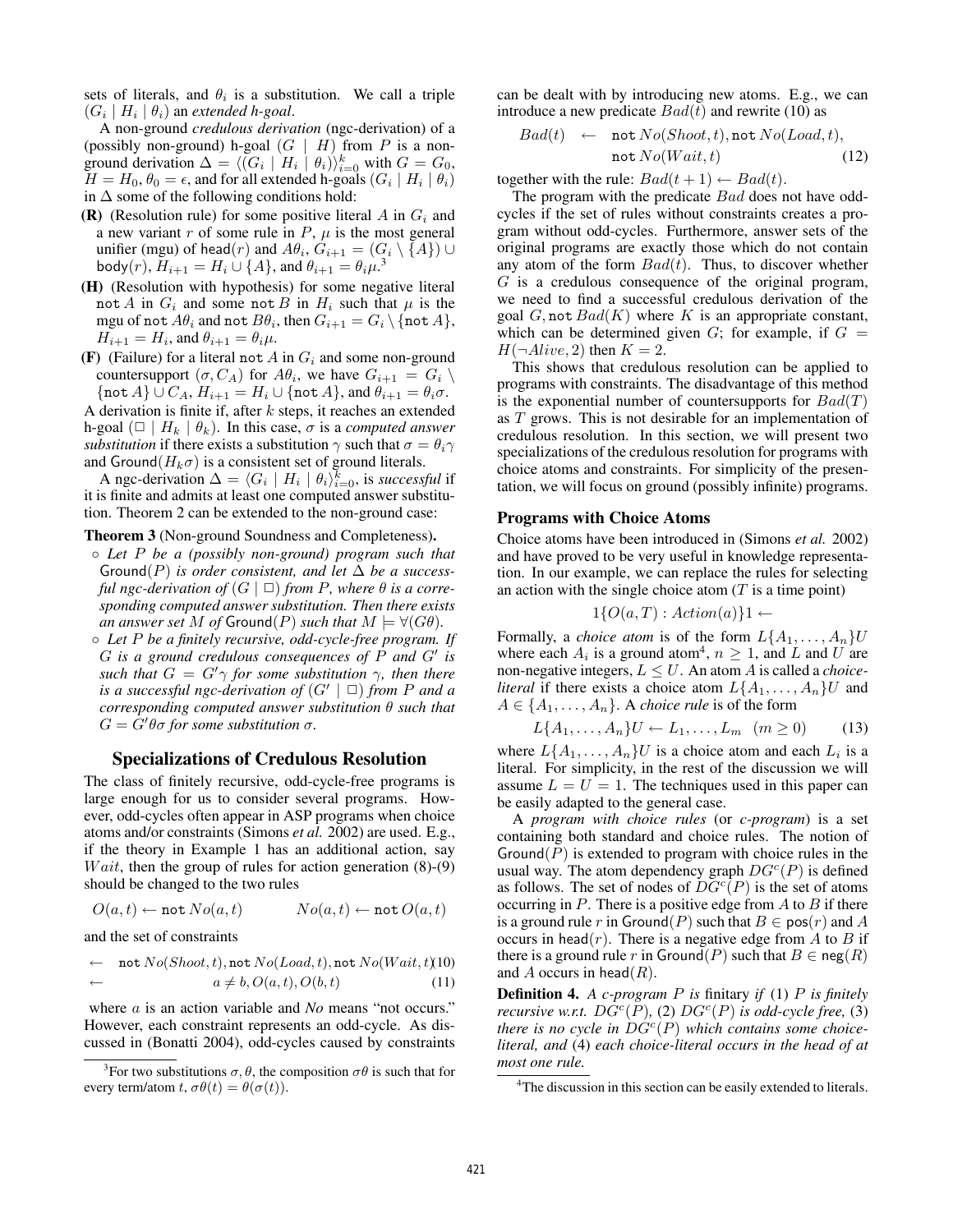sets of literals, and $\theta_i$ is a substitution. We call a triple $(G_i \mid H_i \mid \theta_i)$ an *extended h-goal*.

A non-ground *credulous derivation* (ngc-derivation) of a (possibly non-ground) h-goal $(G \mid H)$ from $P$ is a non-ground derivation $\Delta = \langle (G_i \mid H_i \mid \theta_i) \rangle_{i=0}^{k}$ with $G = G_0$, $H = H_0$, $\theta_0 = \epsilon$, and for all extended h-goals $(G_i \mid H_i \mid \theta_i)$ in $\Delta$ some of the following conditions hold:

**(R)** (Resolution rule) for some positive literal $A$ in $G_i$ and a new variant $r$ of some rule in $P$, $\mu$ is the most general unifier (mgu) of $\mathsf{head}(r)$ and $A\theta_i$, $G_{i+1} = (G_i \setminus \{A\}) \cup \mathsf{body}(r)$, $H_{i+1} = H_i \cup \{A\}$, and $\theta_{i+1} = \theta_i\mu$.[3]

**(H)** (Resolution with hypothesis) for some negative literal $\mathtt{not}\ A$ in $G_i$ and some $\mathtt{not}\ B$ in $H_i$ such that $\mu$ is the mgu of $\mathtt{not}\ A\theta_i$ and $\mathtt{not}\ B\theta_i$, then $G_{i+1} = G_i \setminus \{\mathtt{not}\ A\}$, $H_{i+1} = H_i$, and $\theta_{i+1} = \theta_i\mu$.

**(F)** (Failure) for a literal $\mathtt{not}\ A$ in $G_i$ and some non-ground countersupport $(\sigma, C_A)$ for $A\theta_i$, we have $G_{i+1} = G_i \setminus \{\mathtt{not}\ A\} \cup C_A$, $H_{i+1} = H_i \cup \{\mathtt{not}\ A\}$, and $\theta_{i+1} = \theta_i\sigma$.

A derivation is finite if, after $k$ steps, it reaches an extended h-goal $(\Box \mid H_k \mid \theta_k)$. In this case, $\sigma$ is a *computed answer substitution* if there exists a substitution $\gamma$ such that $\sigma = \theta_i\gamma$ and $\mathsf{Ground}(H_k\sigma)$ is a consistent set of ground literals.

A ngc-derivation $\Delta = \langle G_i \mid H_i \mid \theta_i \rangle_{i=0}^{k}$, is *successful* if it is finite and admits at least one computed answer substitution. Theorem 2 can be extended to the non-ground case:

**Theorem 3** (Non-ground Soundness and Completeness)**.**

- *Let $P$ be a (possibly non-ground) program such that $\mathsf{Ground}(P)$ is order consistent, and let $\Delta$ be a successful ngc-derivation of $(G \mid \Box)$ from $P$, where $\theta$ is a corresponding computed answer substitution. Then there exists an answer set $M$ of $\mathsf{Ground}(P)$ such that $M \models \forall(G\theta)$.*
- *Let $P$ be a finitely recursive, odd-cycle-free program. If $G$ is a ground credulous consequences of $P$ and $G'$ is such that $G = G'\gamma$ for some substitution $\gamma$, then there is a successful ngc-derivation of $(G' \mid \Box)$ from $P$ and a corresponding computed answer substitution $\theta$ such that $G = G'\theta\sigma$ for some substitution $\sigma$.*

## Specializations of Credulous Resolution

The class of finitely recursive, odd-cycle-free programs is large enough for us to consider several programs. However, odd-cycles often appear in ASP programs when choice atoms and/or constraints (Simons *et al.* 2002) are used. E.g., if the theory in Example 1 has an additional action, say $Wait$, then the group of rules for action generation (8)-(9) should be changed to the two rules

$$O(a,t) \leftarrow \mathtt{not}\ No(a,t) \qquad No(a,t) \leftarrow \mathtt{not}\ O(a,t)$$

and the set of constraints

$$\leftarrow \quad \mathtt{not}\ No(Shoot,t), \mathtt{not}\ No(Load,t), \mathtt{not}\ No(Wait,t) \quad (10)$$

$$\leftarrow \quad a \neq b, O(a,t), O(b,t) \quad (11)$$

where $a$ is an action variable and *No* means "not occurs." However, each constraint represents an odd-cycle. As discussed in (Bonatti 2004), odd-cycles caused by constraints can be dealt with by introducing new atoms. E.g., we can introduce a new predicate $Bad(t)$ and rewrite (10) as

$$Bad(t) \quad \leftarrow \quad \mathtt{not}\ No(Shoot,t), \mathtt{not}\ No(Load,t), \mathtt{not}\ No(Wait,t) \quad (12)$$

together with the rule: $Bad(t+1) \leftarrow Bad(t)$.

The program with the predicate $Bad$ does not have odd-cycles if the set of rules without constraints creates a program without odd-cycles. Furthermore, answer sets of the original programs are exactly those which do not contain any atom of the form $Bad(t)$. Thus, to discover whether $G$ is a credulous consequence of the original program, we need to find a successful credulous derivation of the goal $G, \mathtt{not}\ Bad(K)$ where $K$ is an appropriate constant, which can be determined given $G$; for example, if $G = H(\neg Alive, 2)$ then $K = 2$.

This shows that credulous resolution can be applied to programs with constraints. The disadvantage of this method is the exponential number of countersupports for $Bad(T)$ as $T$ grows. This is not desirable for an implementation of credulous resolution. In this section, we will present two specializations of the credulous resolution for programs with choice atoms and constraints. For simplicity of the presentation, we will focus on ground (possibly infinite) programs.

### Programs with Choice Atoms

Choice atoms have been introduced in (Simons *et al.* 2002) and have proved to be very useful in knowledge representation. In our example, we can replace the rules for selecting an action with the single choice atom ($T$ is a time point)

$$1\{O(a,T) : Action(a)\}1 \leftarrow$$

Formally, a *choice atom* is of the form $L\{A_1,\ldots,A_n\}U$ where each $A_i$ is a ground atom[4], $n \geq 1$, and $L$ and $U$ are non-negative integers, $L \leq U$. An atom $A$ is called a *choice-literal* if there exists a choice atom $L\{A_1,\ldots,A_n\}U$ and $A \in \{A_1,\ldots,A_n\}$. A *choice rule* is of the form

$$L\{A_1,\ldots,A_n\}U \leftarrow L_1,\ldots,L_m \quad (m \geq 0) \quad (13)$$

where $L\{A_1,\ldots,A_n\}U$ is a choice atom and each $L_i$ is a literal. For simplicity, in the rest of the discussion we will assume $L = U = 1$. The techniques used in this paper can be easily adapted to the general case.

A *program with choice rules* (or *c-program*) is a set containing both standard and choice rules. The notion of $\mathsf{Ground}(P)$ is extended to program with choice rules in the usual way. The atom dependency graph $DG^c(P)$ is defined as follows. The set of nodes of $DG^c(P)$ is the set of atoms occurring in $P$. There is a positive edge from $A$ to $B$ if there is a ground rule $r$ in $\mathsf{Ground}(P)$ such that $B \in \mathsf{pos}(r)$ and $A$ occurs in $\mathsf{head}(r)$. There is a negative edge from $A$ to $B$ if there is a ground rule $r$ in $\mathsf{Ground}(P)$ such that $B \in \mathsf{neg}(R)$ and $A$ occurs in $\mathsf{head}(R)$.

**Definition 4.** *A c-program $P$ is* finitary *if* (1) *$P$ is finitely recursive w.r.t. $DG^c(P)$,* (2) *$DG^c(P)$ is odd-cycle free,* (3) *there is no cycle in $DG^c(P)$ which contains some choice-literal, and* (4) *each choice-literal occurs in the head of at most one rule.*

[3] For two substitutions $\sigma, \theta$, the composition $\sigma\theta$ is such that for every term/atom $t$, $\sigma\theta(t) = \theta(\sigma(t))$.

[4] The discussion in this section can be easily extended to literals.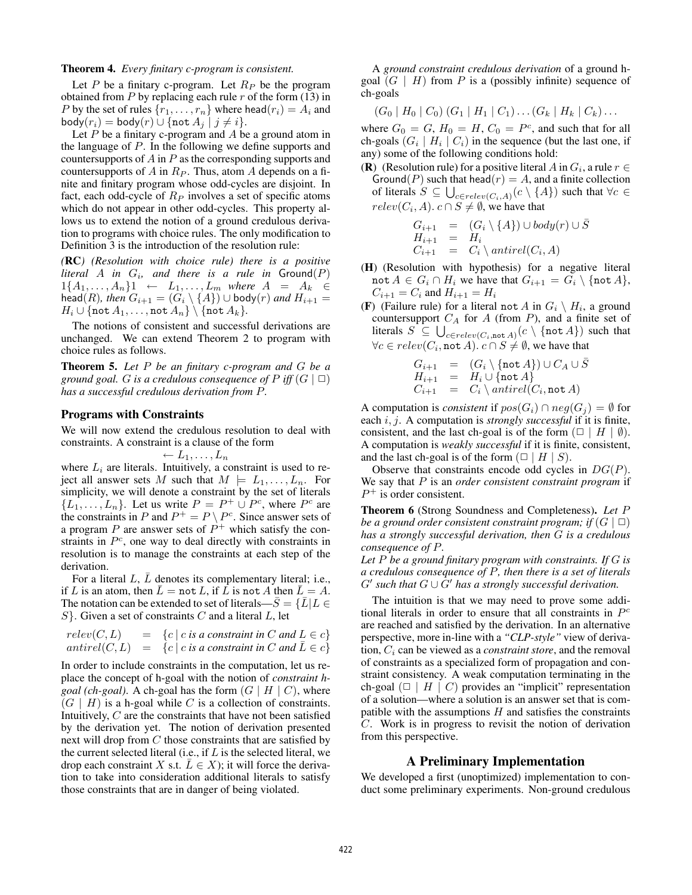**Theorem 4.** *Every finitary c-program is consistent.*

Let $P$ be a finitary c-program. Let $R_P$ be the program obtained from $P$ by replacing each rule $r$ of the form (13) in $P$ by the set of rules $\{r_1, \ldots, r_n\}$ where $\mathsf{head}(r_i) = A_i$ and $\mathsf{body}(r_i) = \mathsf{body}(r) \cup \{\texttt{not}\ A_j \mid j \neq i\}$.

Let $P$ be a finitary c-program and $A$ be a ground atom in the language of $P$. In the following we define supports and countersupports of $A$ in $P$ as the corresponding supports and countersupports of $A$ in $R_P$. Thus, atom $A$ depends on a finite and finitary program whose odd-cycles are disjoint. In fact, each odd-cycle of $R_P$ involves a set of specific atoms which do not appear in other odd-cycles. This property allows us to extend the notion of a ground credulous derivation to programs with choice rules. The only modification to Definition 3 is the introduction of the resolution rule:

*(**RC**) (Resolution with choice rule) there is a positive literal $A$ in $G_i$, and there is a rule in $\mathsf{Ground}(P)$ $1\{A_1, \ldots, A_n\}1 \leftarrow L_1, \ldots, L_m$ where $A = A_k \in \mathsf{head}(R)$, then $G_{i+1} = (G_i \setminus \{A\}) \cup \mathsf{body}(R)$ and $H_{i+1} = H_i \cup \{\texttt{not}\ A_1, \ldots, \texttt{not}\ A_n\} \setminus \{\texttt{not}\ A_k\}$.*

The notions of consistent and successful derivations are unchanged. We can extend Theorem 2 to program with choice rules as follows.

**Theorem 5.** *Let $P$ be an finitary c-program and $G$ be a ground goal. $G$ is a credulous consequence of $P$ iff $(G \mid \Box)$ has a successful credulous derivation from $P$.*

## Programs with Constraints

We will now extend the credulous resolution to deal with constraints. A constraint is a clause of the form

$$\leftarrow L_1, \ldots, L_n$$

where $L_i$ are literals. Intuitively, a constraint is used to reject all answer sets $M$ such that $M \models L_1, \ldots, L_n$. For simplicity, we will denote a constraint by the set of literals $\{L_1, \ldots, L_n\}$. Let us write $P = P^+ \cup P^c$, where $P^c$ are the constraints in $P$ and $P^+ = P \setminus P^c$. Since answer sets of a program $P$ are answer sets of $P^+$ which satisfy the constraints in $P^c$, one way to deal directly with constraints in resolution is to manage the constraints at each step of the derivation.

For a literal $L$, $\bar{L}$ denotes its complementary literal; i.e., if $L$ is an atom, then $\bar{L} = \texttt{not}\ L$, if $L$ is $\texttt{not}\ A$ then $\bar{L} = A$. The notation can be extended to set of literals—$\bar{S} = \{\bar{L} \mid L \in S\}$. Given a set of constraints $C$ and a literal $L$, let

$$\begin{array}{lcl} relev(C, L) & = & \{c \mid c \text{ is a constraint in } C \text{ and } L \in c\} \\ antirel(C, L) & = & \{c \mid c \text{ is a constraint in } C \text{ and } \bar{L} \in c\} \end{array}$$

In order to include constraints in the computation, let us replace the concept of h-goal with the notion of *constraint h-goal (ch-goal)*. A ch-goal has the form $(G \mid H \mid C)$, where $(G \mid H)$ is a h-goal while $C$ is a collection of constraints. Intuitively, $C$ are the constraints that have not been satisfied by the derivation yet. The notion of derivation presented next will drop from $C$ those constraints that are satisfied by the current selected literal (i.e., if $L$ is the selected literal, we drop each constraint $X$ s.t. $\bar{L} \in X$); it will force the derivation to take into consideration additional literals to satisfy those constraints that are in danger of being violated.

A *ground constraint credulous derivation* of a ground h-goal $(G \mid H)$ from $P$ is a (possibly infinite) sequence of ch-goals

$$(G_0 \mid H_0 \mid C_0)\ (G_1 \mid H_1 \mid C_1) \ldots (G_k \mid H_k \mid C_k) \ldots$$

where $G_0 = G$, $H_0 = H$, $C_0 = P^c$, and such that for all ch-goals $(G_i \mid H_i \mid C_i)$ in the sequence (but the last one, if any) some of the following conditions hold:

- (**R**) (Resolution rule) for a positive literal $A$ in $G_i$, a rule $r \in \mathsf{Ground}(P)$ such that $\mathsf{head}(r) = A$, and a finite collection of literals $S \subseteq \bigcup_{c \in relev(C_i, A)} (c \setminus \{A\})$ such that $\forall c \in relev(C_i, A).\ c \cap S \neq \emptyset$, we have that

$$\begin{array}{lcl} G_{i+1} & = & (G_i \setminus \{A\}) \cup body(r) \cup \bar{S} \\ H_{i+1} & = & H_i \\ C_{i+1} & = & C_i \setminus antirel(C_i, A) \end{array}$$

- (**H**) (Resolution with hypothesis) for a negative literal $\texttt{not}\ A \in G_i \cap H_i$ we have that $G_{i+1} = G_i \setminus \{\texttt{not}\ A\}$, $C_{i+1} = C_i$ and $H_{i+1} = H_i$
- (**F**) (Failure rule) for a literal $\texttt{not}\ A$ in $G_i \setminus H_i$, a ground countersupport $C_A$ for $A$ (from $P$), and a finite set of literals $S \subseteq \bigcup_{c \in relev(C_i, \texttt{not}\ A)} (c \setminus \{\texttt{not}\ A\})$ such that $\forall c \in relev(C_i, \texttt{not}\ A).\ c \cap S \neq \emptyset$, we have that

$$\begin{array}{lcl} G_{i+1} & = & (G_i \setminus \{\texttt{not}\ A\}) \cup C_A \cup \bar{S} \\ H_{i+1} & = & H_i \cup \{\texttt{not}\ A\} \\ C_{i+1} & = & C_i \setminus antirel(C_i, \texttt{not}\ A) \end{array}$$

A computation is *consistent* if $pos(G_i) \cap neg(G_j) = \emptyset$ for each $i, j$. A computation is *strongly successful* if it is finite, consistent, and the last ch-goal is of the form $(\Box \mid H \mid \emptyset)$. A computation is *weakly successful* if it is finite, consistent, and the last ch-goal is of the form $(\Box \mid H \mid S)$.

Observe that constraints encode odd cycles in $DG(P)$. We say that $P$ is an *order consistent constraint program* if $P^+$ is order consistent.

**Theorem 6** (Strong Soundness and Completeness)**.** *Let $P$ be a ground order consistent constraint program; if $(G \mid \Box)$ has a strongly successful derivation, then $G$ is a credulous consequence of $P$.*

*Let $P$ be a ground finitary program with constraints. If $G$ is a credulous consequence of $P$, then there is a set of literals $G'$ such that $G \cup G'$ has a strongly successful derivation.*

The intuition is that we may need to prove some additional literals in order to ensure that all constraints in $P^c$ are reached and satisfied by the derivation. In an alternative perspective, more in-line with a *"CLP-style"* view of derivation, $C_i$ can be viewed as a *constraint store*, and the removal of constraints as a specialized form of propagation and constraint consistency. A weak computation terminating in the ch-goal $(\Box \mid H \mid C)$ provides an "implicit" representation of a solution—where a solution is an answer set that is compatible with the assumptions $H$ and satisfies the constraints $C$. Work is in progress to revisit the notion of derivation from this perspective.

## A Preliminary Implementation

We developed a first (unoptimized) implementation to conduct some preliminary experiments. Non-ground credulous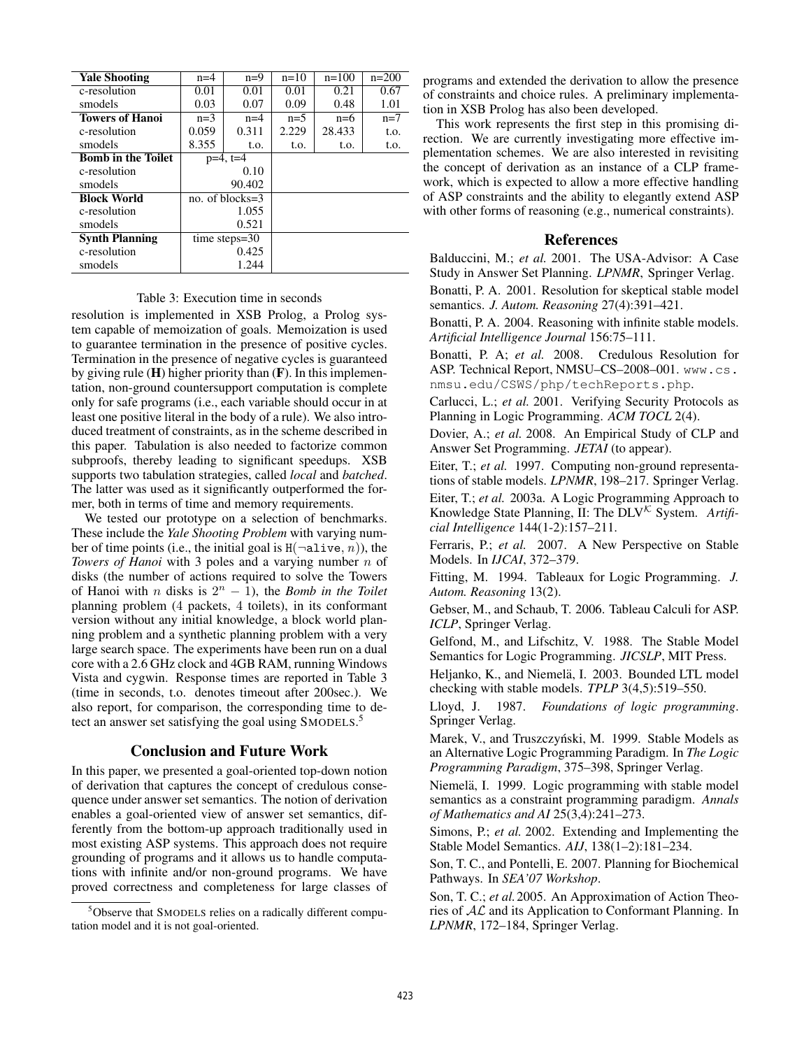| Yale Shooting | n=4 | n=9 | n=10 | n=100 | n=200 |
|---|---|---|---|---|---|
| c-resolution | 0.01 | 0.01 | 0.01 | 0.21 | 0.67 |
| smodels | 0.03 | 0.07 | 0.09 | 0.48 | 1.01 |
| **Towers of Hanoi** | n=3 | n=4 | n=5 | n=6 | n=7 |
| c-resolution | 0.059 | 0.311 | 2.229 | 28.433 | t.o. |
| smodels | 8.355 | t.o. | t.o. | t.o. | t.o. |
| **Bomb in the Toilet** | p=4, t=4 | | | | |
| c-resolution | 0.10 | | | | |
| smodels | 90.402 | | | | |
| **Block World** | no. of blocks=3 | | | | |
| c-resolution | 1.055 | | | | |
| smodels | 0.521 | | | | |
| **Synth Planning** | time steps=30 | | | | |
| c-resolution | 0.425 | | | | |
| smodels | 1.244 | | | | |

Table 3: Execution time in seconds

resolution is implemented in XSB Prolog, a Prolog system capable of memoization of goals. Memoization is used to guarantee termination in the presence of positive cycles. Termination in the presence of negative cycles is guaranteed by giving rule (**H**) higher priority than (**F**). In this implementation, non-ground countersupport computation is complete only for safe programs (i.e., each variable should occur in at least one positive literal in the body of a rule). We also introduced treatment of constraints, as in the scheme described in this paper. Tabulation is also needed to factorize common subproofs, thereby leading to significant speedups. XSB supports two tabulation strategies, called *local* and *batched*. The latter was used as it significantly outperformed the former, both in terms of time and memory requirements.

We tested our prototype on a selection of benchmarks. These include the *Yale Shooting Problem* with varying number of time points (i.e., the initial goal is $\mathtt{H}(\neg\mathtt{alive}, n)$), the *Towers of Hanoi* with 3 poles and a varying number $n$ of disks (the number of actions required to solve the Towers of Hanoi with $n$ disks is $2^n - 1$), the *Bomb in the Toilet* planning problem (4 packets, 4 toilets), in its conformant version without any initial knowledge, a block world planning problem and a synthetic planning problem with a very large search space. The experiments have been run on a dual core with a 2.6 GHz clock and 4GB RAM, running Windows Vista and cygwin. Response times are reported in Table 3 (time in seconds, t.o. denotes timeout after 200sec.). We also report, for comparison, the corresponding time to detect an answer set satisfying the goal using SMODELS.[5]

## Conclusion and Future Work

In this paper, we presented a goal-oriented top-down notion of derivation that captures the concept of credulous consequence under answer set semantics. The notion of derivation enables a goal-oriented view of answer set semantics, differently from the bottom-up approach traditionally used in most existing ASP systems. This approach does not require grounding of programs and it allows us to handle computations with infinite and/or non-ground programs. We have proved correctness and completeness for large classes of programs and extended the derivation to allow the presence of constraints and choice rules. A preliminary implementation in XSB Prolog has also been developed.

This work represents the first step in this promising direction. We are currently investigating more effective implementation schemes. We are also interested in revisiting the concept of derivation as an instance of a CLP framework, which is expected to allow a more effective handling of ASP constraints and the ability to elegantly extend ASP with other forms of reasoning (e.g., numerical constraints).

[5]Observe that SMODELS relies on a radically different computation model and it is not goal-oriented.

## References

Balduccini, M.; *et al.* 2001. The USA-Advisor: A Case Study in Answer Set Planning. *LPNMR*, Springer Verlag.

Bonatti, P. A. 2001. Resolution for skeptical stable model semantics. *J. Autom. Reasoning* 27(4):391–421.

Bonatti, P. A. 2004. Reasoning with infinite stable models. *Artificial Intelligence Journal* 156:75–111.

Bonatti, P. A; *et al.* 2008. Credulous Resolution for ASP. Technical Report, NMSU–CS–2008–001. `www.cs.nmsu.edu/CSWS/php/techReports.php`.

Carlucci, L.; *et al.* 2001. Verifying Security Protocols as Planning in Logic Programming. *ACM TOCL* 2(4).

Dovier, A.; *et al.* 2008. An Empirical Study of CLP and Answer Set Programming. *JETAI* (to appear).

Eiter, T.; *et al.* 1997. Computing non-ground representations of stable models. *LPNMR*, 198–217. Springer Verlag.

Eiter, T.; *et al.* 2003a. A Logic Programming Approach to Knowledge State Planning, II: The DLV$^{\mathcal{K}}$ System. *Artificial Intelligence* 144(1-2):157–211.

Ferraris, P.; *et al.* 2007. A New Perspective on Stable Models. In *IJCAI*, 372–379.

Fitting, M. 1994. Tableaux for Logic Programming. *J. Autom. Reasoning* 13(2).

Gebser, M., and Schaub, T. 2006. Tableau Calculi for ASP. *ICLP*, Springer Verlag.

Gelfond, M., and Lifschitz, V. 1988. The Stable Model Semantics for Logic Programming. *JICSLP*, MIT Press.

Heljanko, K., and Niemelä, I. 2003. Bounded LTL model checking with stable models. *TPLP* 3(4,5):519–550.

Lloyd, J. 1987. *Foundations of logic programming*. Springer Verlag.

Marek, V., and Truszczyński, M. 1999. Stable Models as an Alternative Logic Programming Paradigm. In *The Logic Programming Paradigm*, 375–398, Springer Verlag.

Niemelä, I. 1999. Logic programming with stable model semantics as a constraint programming paradigm. *Annals of Mathematics and AI* 25(3,4):241–273.

Simons, P.; *et al.* 2002. Extending and Implementing the Stable Model Semantics. *AIJ*, 138(1–2):181–234.

Son, T. C., and Pontelli, E. 2007. Planning for Biochemical Pathways. In *SEA'07 Workshop*.

Son, T. C.; *et al.* 2005. An Approximation of Action Theories of $\mathcal{AL}$ and its Application to Conformant Planning. In *LPNMR*, 172–184, Springer Verlag.